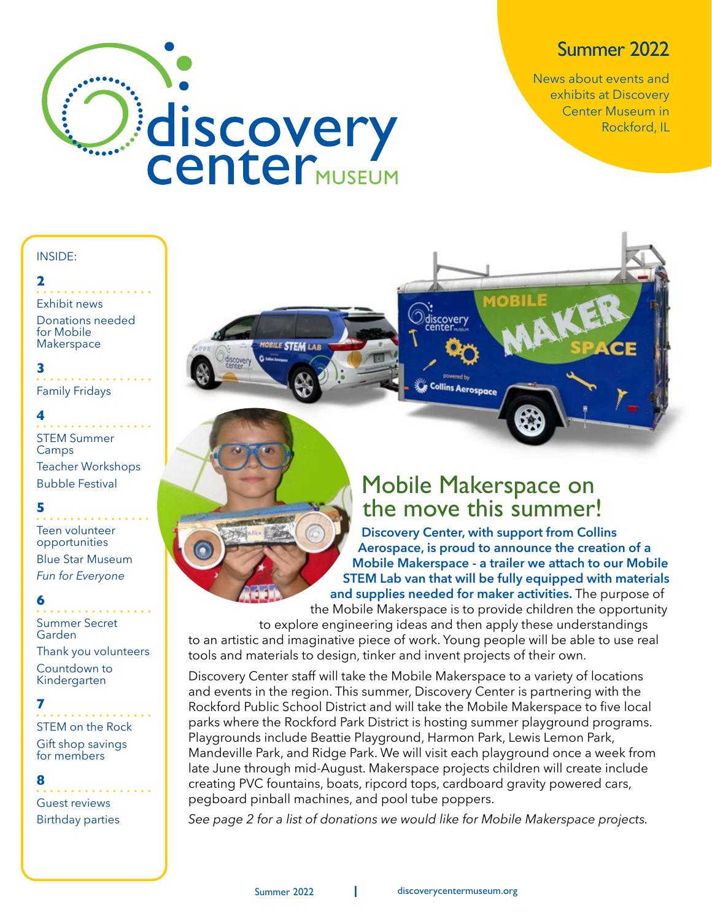# discovery center MUSEUM

## Summer 2022

News about events and exhibits at Discovery Center Museum in Rockford, IL

**INSIDE:**

**2**
- Exhibit news
- Donations needed for Mobile Makerspace

**3**
- Family Fridays

**4**
- STEM Summer Camps
- Teacher Workshops
- Bubble Festival

**5**
- Teen volunteer opportunities
- Blue Star Museum
- *Fun for Everyone*

**6**
- Summer Secret Garden
- Thank you volunteers
- Countdown to Kindergarten

**7**
- STEM on the Rock
- Gift shop savings for members

**8**
- Guest reviews
- Birthday parties

## Mobile Makerspace on the move this summer!

**Discovery Center, with support from Collins Aerospace, is proud to announce the creation of a Mobile Makerspace - a trailer we attach to our Mobile STEM Lab van that will be fully equipped with materials and supplies needed for maker activities.** The purpose of the Mobile Makerspace is to provide children the opportunity to explore engineering ideas and then apply these understandings to an artistic and imaginative piece of work. Young people will be able to use real tools and materials to design, tinker and invent projects of their own.

Discovery Center staff will take the Mobile Makerspace to a variety of locations and events in the region. This summer, Discovery Center is partnering with the Rockford Public School District and will take the Mobile Makerspace to five local parks where the Rockford Park District is hosting summer playground programs. Playgrounds include Beattie Playground, Harmon Park, Lewis Lemon Park, Mandeville Park, and Ridge Park. We will visit each playground once a week from late June through mid-August. Makerspace projects children will create include creating PVC fountains, boats, ripcord tops, cardboard gravity powered cars, pegboard pinball machines, and pool tube poppers.

*See page 2 for a list of donations we would like for Mobile Makerspace projects.*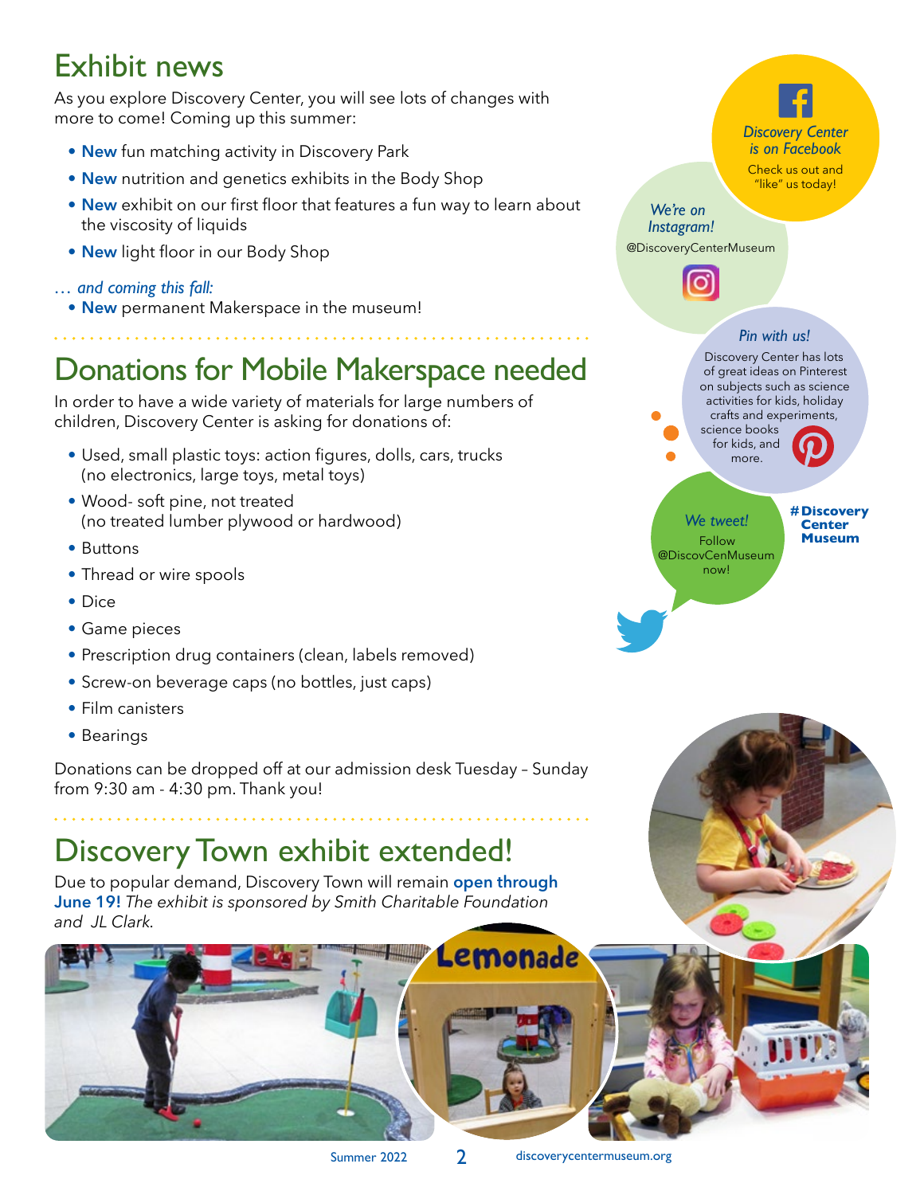## Exhibit news

As you explore Discovery Center, you will see lots of changes with more to come! Coming up this summer:

- **New** fun matching activity in Discovery Park
- **New** nutrition and genetics exhibits in the Body Shop
- **New** exhibit on our first floor that features a fun way to learn about the viscosity of liquids
- **New** light floor in our Body Shop

*… and coming this fall:*

- **New** permanent Makerspace in the museum!

## Donations for Mobile Makerspace needed

In order to have a wide variety of materials for large numbers of children, Discovery Center is asking for donations of:

- Used, small plastic toys: action figures, dolls, cars, trucks (no electronics, large toys, metal toys)
- Wood- soft pine, not treated (no treated lumber plywood or hardwood)
- Buttons
- Thread or wire spools
- Dice
- Game pieces
- Prescription drug containers (clean, labels removed)
- Screw-on beverage caps (no bottles, just caps)
- Film canisters
- Bearings

Donations can be dropped off at our admission desk Tuesday – Sunday from 9:30 am - 4:30 pm. Thank you!

## Discovery Town exhibit extended!

Due to popular demand, Discovery Town will remain **open through June 19!** *The exhibit is sponsored by Smith Charitable Foundation and JL Clark.*

*Discovery Center is on Facebook*
Check us out and "like" us today!

*We're on Instagram!*
@DiscoveryCenterMuseum

*Pin with us!*
Discovery Center has lots of great ideas on Pinterest on subjects such as science activities for kids, holiday crafts and experiments, science books for kids, and more.

*We tweet!*
Follow @DiscovCenMuseum now!

**#DiscoveryCenterMuseum**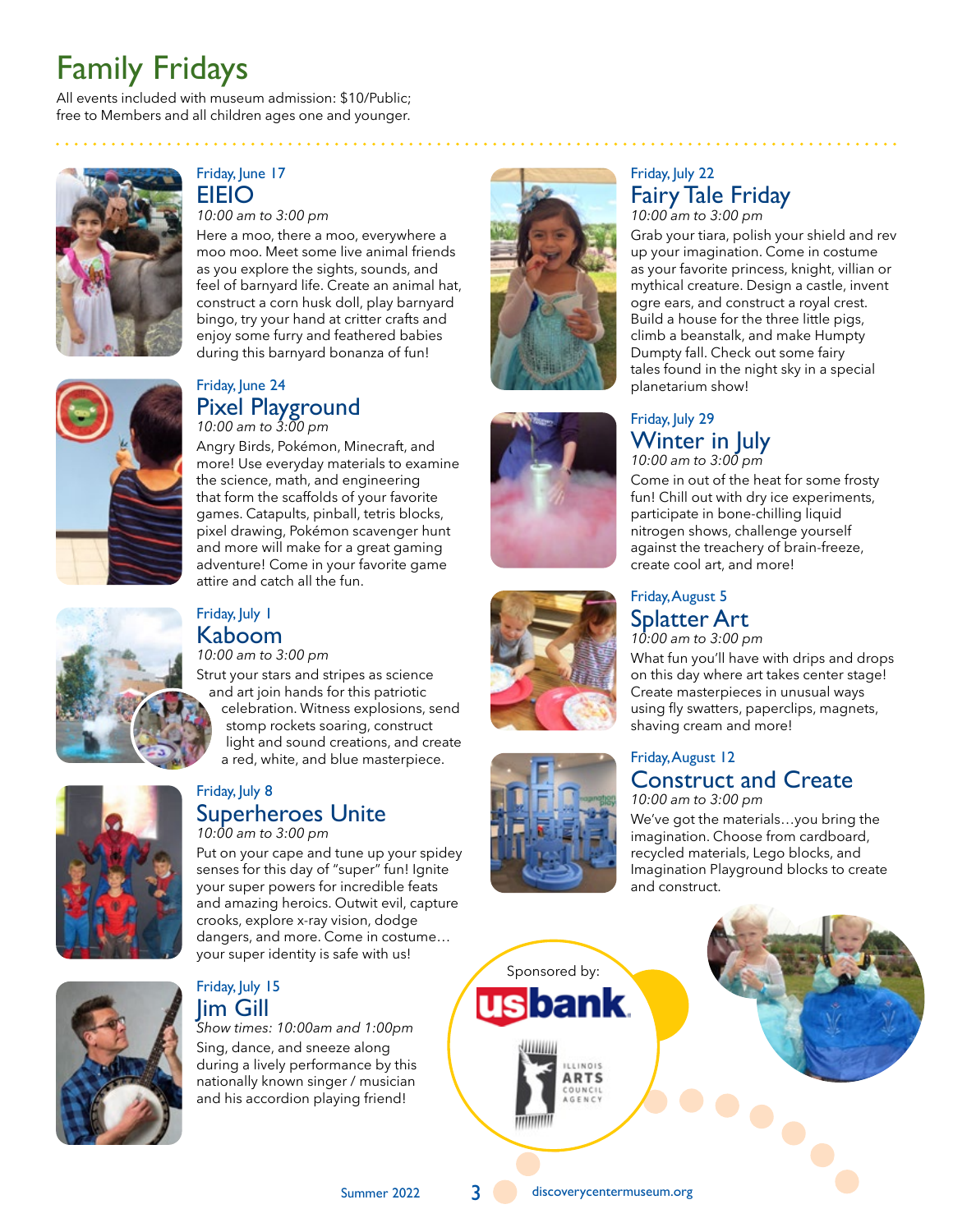# Family Fridays

All events included with museum admission: $10/Public; free to Members and all children ages one and younger.

Friday, June 17

## EIEIO

*10:00 am to 3:00 pm*

Here a moo, there a moo, everywhere a moo moo. Meet some live animal friends as you explore the sights, sounds, and feel of barnyard life. Create an animal hat, construct a corn husk doll, play barnyard bingo, try your hand at critter crafts and enjoy some furry and feathered babies during this barnyard bonanza of fun!

Friday, June 24

## Pixel Playground

*10:00 am to 3:00 pm*

Angry Birds, Pokémon, Minecraft, and more! Use everyday materials to examine the science, math, and engineering that form the scaffolds of your favorite games. Catapults, pinball, tetris blocks, pixel drawing, Pokémon scavenger hunt and more will make for a great gaming adventure! Come in your favorite game attire and catch all the fun.

Friday, July 1

## Kaboom

*10:00 am to 3:00 pm*

Strut your stars and stripes as science and art join hands for this patriotic celebration. Witness explosions, send stomp rockets soaring, construct light and sound creations, and create a red, white, and blue masterpiece.

Friday, July 8

## Superheroes Unite

*10:00 am to 3:00 pm*

Put on your cape and tune up your spidey senses for this day of "super" fun! Ignite your super powers for incredible feats and amazing heroics. Outwit evil, capture crooks, explore x-ray vision, dodge dangers, and more. Come in costume… your super identity is safe with us!

Friday, July 15

## Jim Gill

*Show times: 10:00am and 1:00pm*

Sing, dance, and sneeze along during a lively performance by this nationally known singer / musician and his accordion playing friend!

Friday, July 22

## Fairy Tale Friday

*10:00 am to 3:00 pm*

Grab your tiara, polish your shield and rev up your imagination. Come in costume as your favorite princess, knight, villian or mythical creature. Design a castle, invent ogre ears, and construct a royal crest. Build a house for the three little pigs, climb a beanstalk, and make Humpty Dumpty fall. Check out some fairy tales found in the night sky in a special planetarium show!

Friday, July 29

## Winter in July

*10:00 am to 3:00 pm*

Come in out of the heat for some frosty fun! Chill out with dry ice experiments, participate in bone-chilling liquid nitrogen shows, challenge yourself against the treachery of brain-freeze, create cool art, and more!

Friday, August 5

## Splatter Art

*10:00 am to 3:00 pm*

What fun you'll have with drips and drops on this day where art takes center stage! Create masterpieces in unusual ways using fly swatters, paperclips, magnets, shaving cream and more!

Friday, August 12

## Construct and Create

*10:00 am to 3:00 pm*

We've got the materials…you bring the imagination. Choose from cardboard, recycled materials, Lego blocks, and Imagination Playground blocks to create and construct.

Sponsored by:

usbank

Illinois Arts Council Agency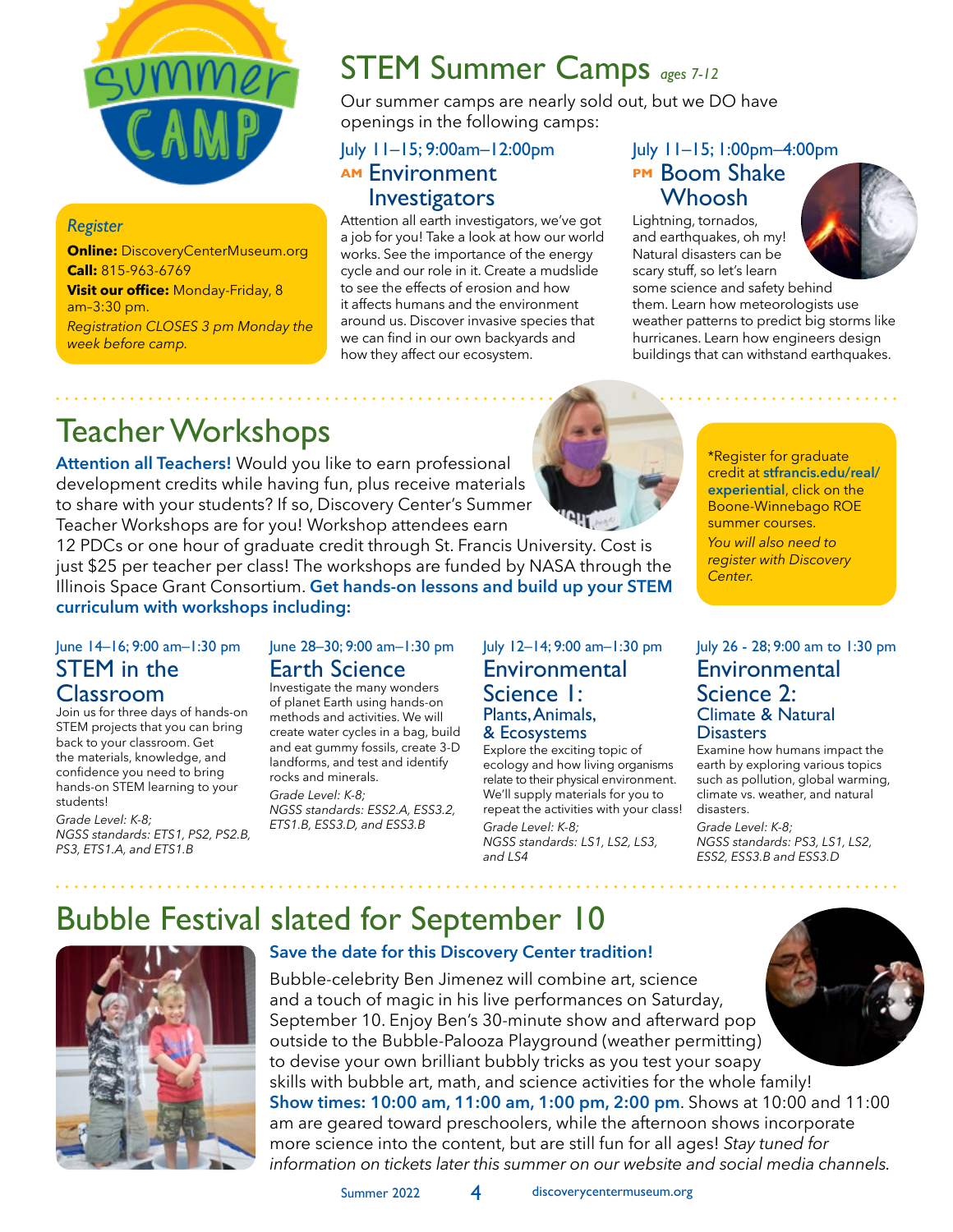# STEM Summer Camps *ages 7-12*

Our summer camps are nearly sold out, but we DO have openings in the following camps:

### July 11–15; 9:00am–12:00pm
## AM Environment Investigators

Attention all earth investigators, we've got a job for you! Take a look at how our world works. See the importance of the energy cycle and our role in it. Create a mudslide to see the effects of erosion and how it affects humans and the environment around us. Discover invasive species that we can find in our own backyards and how they affect our ecosystem.

### July 11–15; 1:00pm–4:00pm
## PM Boom Shake Whoosh

Lightning, tornados, and earthquakes, oh my! Natural disasters can be scary stuff, so let's learn some science and safety behind them. Learn how meteorologists use weather patterns to predict big storms like hurricanes. Learn how engineers design buildings that can withstand earthquakes.

*Register*

**Online:** DiscoveryCenterMuseum.org
**Call:** 815-963-6769
**Visit our office:** Monday-Friday, 8 am–3:30 pm.
*Registration CLOSES 3 pm Monday the week before camp.*

# Teacher Workshops

**Attention all Teachers!** Would you like to earn professional development credits while having fun, plus receive materials to share with your students? If so, Discovery Center's Summer Teacher Workshops are for you! Workshop attendees earn 12 PDCs or one hour of graduate credit through St. Francis University. Cost is just $25 per teacher per class! The workshops are funded by NASA through the Illinois Space Grant Consortium. **Get hands-on lessons and build up your STEM curriculum with workshops including:**

*Register for graduate credit at **stfrancis.edu/real/experiential**, click on the Boone-Winnebago ROE summer courses.
*You will also need to register with Discovery Center.*

### June 14–16; 9:00 am–1:30 pm
## STEM in the Classroom

Join us for three days of hands-on STEM projects that you can bring back to your classroom. Get the materials, knowledge, and confidence you need to bring hands-on STEM learning to your students!

*Grade Level: K-8;*
*NGSS standards: ETS1, PS2, PS2.B, PS3, ETS1.A, and ETS1.B*

### June 28–30; 9:00 am–1:30 pm
## Earth Science

Investigate the many wonders of planet Earth using hands-on methods and activities. We will create water cycles in a bag, build and eat gummy fossils, create 3-D landforms, and test and identify rocks and minerals.

*Grade Level: K-8;*
*NGSS standards: ESS2.A, ESS3.2, ETS1.B, ESS3.D, and ESS3.B*

### July 12–14; 9:00 am–1:30 pm
## Environmental Science 1: Plants, Animals, & Ecosystems

Explore the exciting topic of ecology and how living organisms relate to their physical environment. We'll supply materials for you to repeat the activities with your class!

*Grade Level: K-8;*
*NGSS standards: LS1, LS2, LS3, and LS4*

### July 26 - 28; 9:00 am to 1:30 pm
## Environmental Science 2: Climate & Natural Disasters

Examine how humans impact the earth by exploring various topics such as pollution, global warming, climate vs. weather, and natural disasters.

*Grade Level: K-8;*
*NGSS standards: PS3, LS1, LS2, ESS2, ESS3.B and ESS3.D*

# Bubble Festival slated for September 10

**Save the date for this Discovery Center tradition!**

Bubble-celebrity Ben Jimenez will combine art, science and a touch of magic in his live performances on Saturday, September 10. Enjoy Ben's 30-minute show and afterward pop outside to the Bubble-Palooza Playground (weather permitting) to devise your own brilliant bubbly tricks as you test your soapy skills with bubble art, math, and science activities for the whole family! **Show times: 10:00 am, 11:00 am, 1:00 pm, 2:00 pm**. Shows at 10:00 and 11:00 am are geared toward preschoolers, while the afternoon shows incorporate more science into the content, but are still fun for all ages! *Stay tuned for information on tickets later this summer on our website and social media channels.*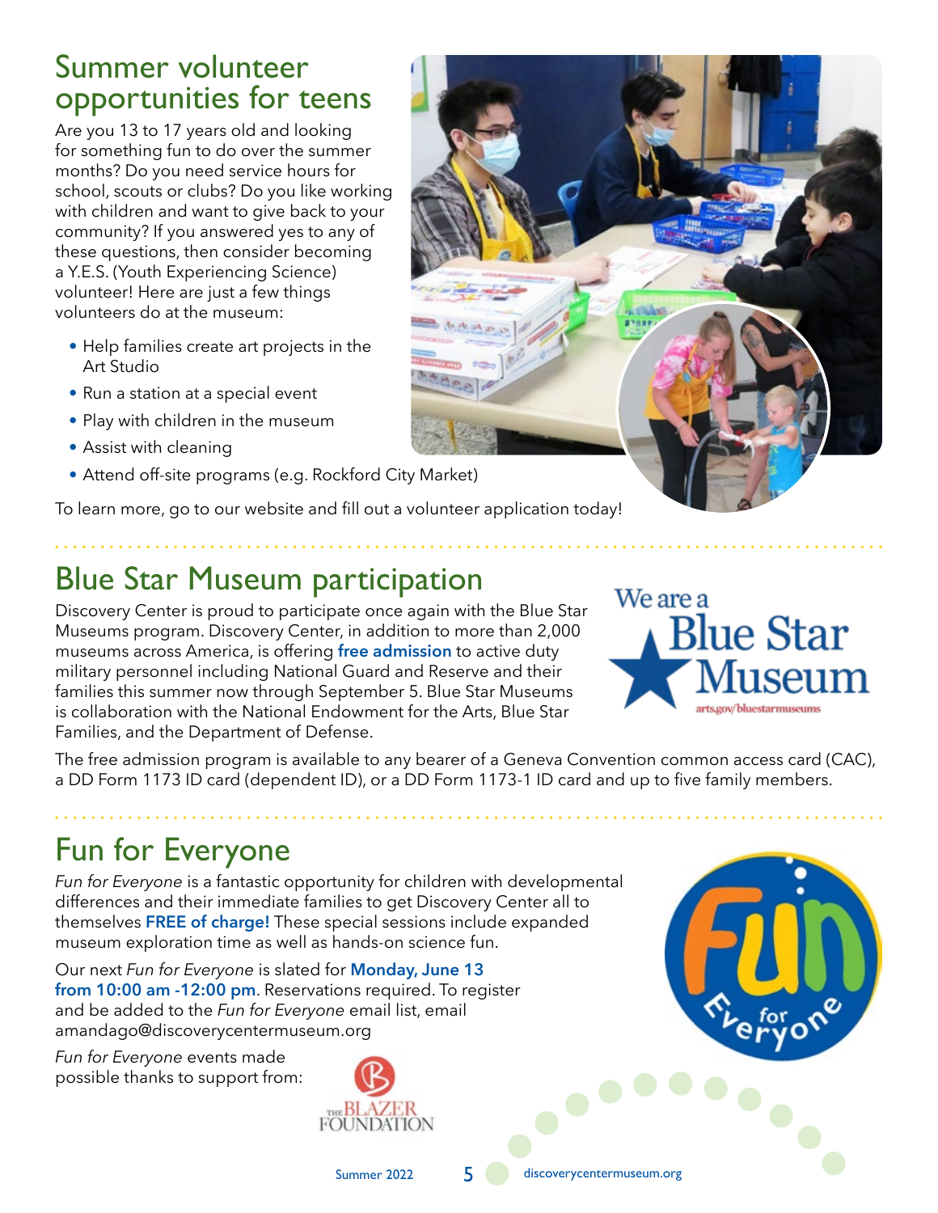## Summer volunteer opportunities for teens

Are you 13 to 17 years old and looking for something fun to do over the summer months? Do you need service hours for school, scouts or clubs? Do you like working with children and want to give back to your community? If you answered yes to any of these questions, then consider becoming a Y.E.S. (Youth Experiencing Science) volunteer! Here are just a few things volunteers do at the museum:

- Help families create art projects in the Art Studio
- Run a station at a special event
- Play with children in the museum
- Assist with cleaning
- Attend off-site programs (e.g. Rockford City Market)

To learn more, go to our website and fill out a volunteer application today!

## Blue Star Museum participation

Discovery Center is proud to participate once again with the Blue Star Museums program. Discovery Center, in addition to more than 2,000 museums across America, is offering **free admission** to active duty military personnel including National Guard and Reserve and their families this summer now through September 5. Blue Star Museums is collaboration with the National Endowment for the Arts, Blue Star Families, and the Department of Defense.

We are a Blue Star Museum
arts.gov/bluestarmuseums

The free admission program is available to any bearer of a Geneva Convention common access card (CAC), a DD Form 1173 ID card (dependent ID), or a DD Form 1173-1 ID card and up to five family members.

## Fun for Everyone

*Fun for Everyone* is a fantastic opportunity for children with developmental differences and their immediate families to get Discovery Center all to themselves **FREE of charge!** These special sessions include expanded museum exploration time as well as hands-on science fun.

Our next *Fun for Everyone* is slated for **Monday, June 13 from 10:00 am -12:00 pm**. Reservations required. To register and be added to the *Fun for Everyone* email list, email amandago@discoverycentermuseum.org

*Fun for Everyone* events made possible thanks to support from:

The Blazer Foundation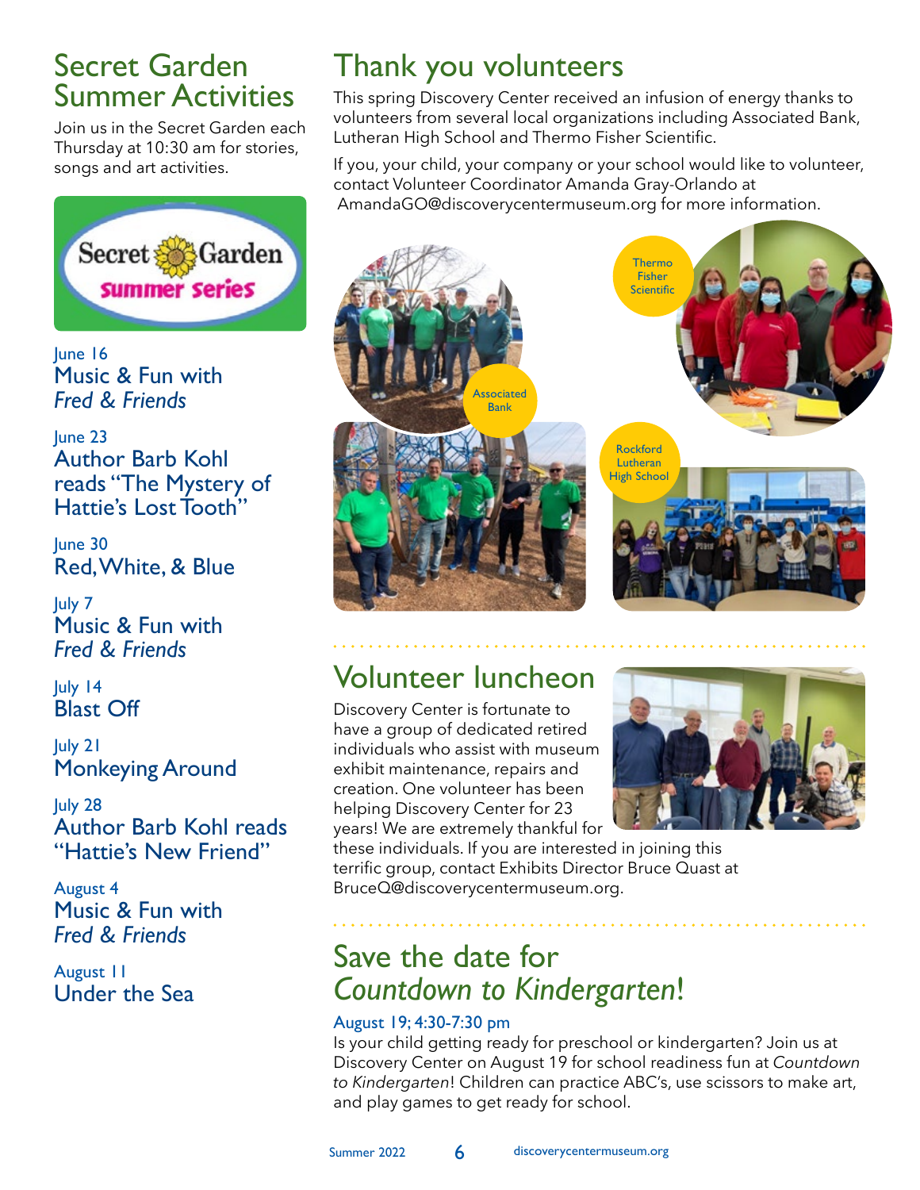## Secret Garden Summer Activities

Join us in the Secret Garden each Thursday at 10:30 am for stories, songs and art activities.

Secret Garden summer series

June 16
Music & Fun with *Fred & Friends*

June 23
Author Barb Kohl reads "The Mystery of Hattie's Lost Tooth"

June 30
Red, White, & Blue

July 7
Music & Fun with *Fred & Friends*

July 14
Blast Off

July 21
Monkeying Around

July 28
Author Barb Kohl reads "Hattie's New Friend"

August 4
Music & Fun with *Fred & Friends*

August 11
Under the Sea

## Thank you volunteers

This spring Discovery Center received an infusion of energy thanks to volunteers from several local organizations including Associated Bank, Lutheran High School and Thermo Fisher Scientific.

If you, your child, your company or your school would like to volunteer, contact Volunteer Coordinator Amanda Gray-Orlando at AmandaGO@discoverycentermuseum.org for more information.

Associated Bank

Thermo Fisher Scientific

Rockford Lutheran High School

## Volunteer luncheon

Discovery Center is fortunate to have a group of dedicated retired individuals who assist with museum exhibit maintenance, repairs and creation. One volunteer has been helping Discovery Center for 23 years! We are extremely thankful for these individuals. If you are interested in joining this terrific group, contact Exhibits Director Bruce Quast at BruceQ@discoverycentermuseum.org.

## Save the date for *Countdown to Kindergarten*!

August 19; 4:30-7:30 pm

Is your child getting ready for preschool or kindergarten? Join us at Discovery Center on August 19 for school readiness fun at *Countdown to Kindergarten*! Children can practice ABC's, use scissors to make art, and play games to get ready for school.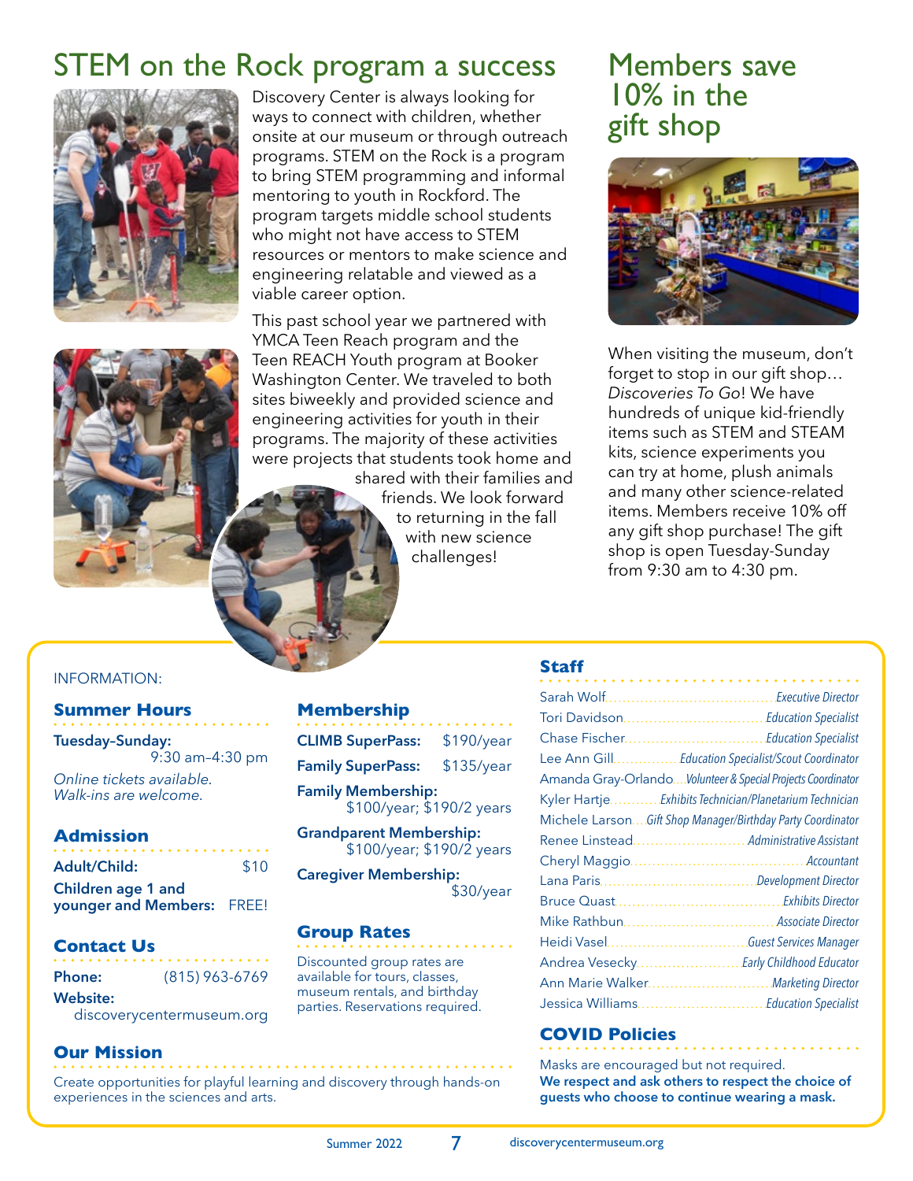# STEM on the Rock program a success

Discovery Center is always looking for ways to connect with children, whether onsite at our museum or through outreach programs. STEM on the Rock is a program to bring STEM programming and informal mentoring to youth in Rockford. The program targets middle school students who might not have access to STEM resources or mentors to make science and engineering relatable and viewed as a viable career option.

This past school year we partnered with YMCA Teen Reach program and the Teen REACH Youth program at Booker Washington Center. We traveled to both sites biweekly and provided science and engineering activities for youth in their programs. The majority of these activities were projects that students took home and shared with their families and friends. We look forward to returning in the fall with new science challenges!

# Members save 10% in the gift shop

When visiting the museum, don't forget to stop in our gift shop… *Discoveries To Go*! We have hundreds of unique kid-friendly items such as STEM and STEAM kits, science experiments you can try at home, plush animals and many other science-related items. Members receive 10% off any gift shop purchase! The gift shop is open Tuesday-Sunday from 9:30 am to 4:30 pm.

INFORMATION:

## Summer Hours

**Tuesday–Sunday:** 9:30 am–4:30 pm

*Online tickets available. Walk-ins are welcome.*

## Admission

| | |
|---|---|
| **Adult/Child:** | $10 |
| **Children age 1 and younger and Members:** | FREE! |

## Contact Us

**Phone:** (815) 963-6769

**Website:** discoverycentermuseum.org

## Membership

| | |
|---|---|
| **CLIMB SuperPass:** | $190/year |
| **Family SuperPass:** | $135/year |
| **Family Membership:** | $100/year; $190/2 years |
| **Grandparent Membership:** | $100/year; $190/2 years |
| **Caregiver Membership:** | $30/year |

## Group Rates

Discounted group rates are available for tours, classes, museum rentals, and birthday parties. Reservations required.

## Our Mission

Create opportunities for playful learning and discovery through hands-on experiences in the sciences and arts.

## Staff

| | |
|---|---|
| Sarah Wolf | *Executive Director* |
| Tori Davidson | *Education Specialist* |
| Chase Fischer | *Education Specialist* |
| Lee Ann Gill | *Education Specialist/Scout Coordinator* |
| Amanda Gray-Orlando | *Volunteer & Special Projects Coordinator* |
| Kyler Hartje | *Exhibits Technician/Planetarium Technician* |
| Michele Larson | *Gift Shop Manager/Birthday Party Coordinator* |
| Renee Linstead | *Administrative Assistant* |
| Cheryl Maggio | *Accountant* |
| Lana Paris | *Development Director* |
| Bruce Quast | *Exhibits Director* |
| Mike Rathbun | *Associate Director* |
| Heidi Vasel | *Guest Services Manager* |
| Andrea Vesecky | *Early Childhood Educator* |
| Ann Marie Walker | *Marketing Director* |
| Jessica Williams | *Education Specialist* |

## COVID Policies

Masks are encouraged but not required.
**We respect and ask others to respect the choice of guests who choose to continue wearing a mask.**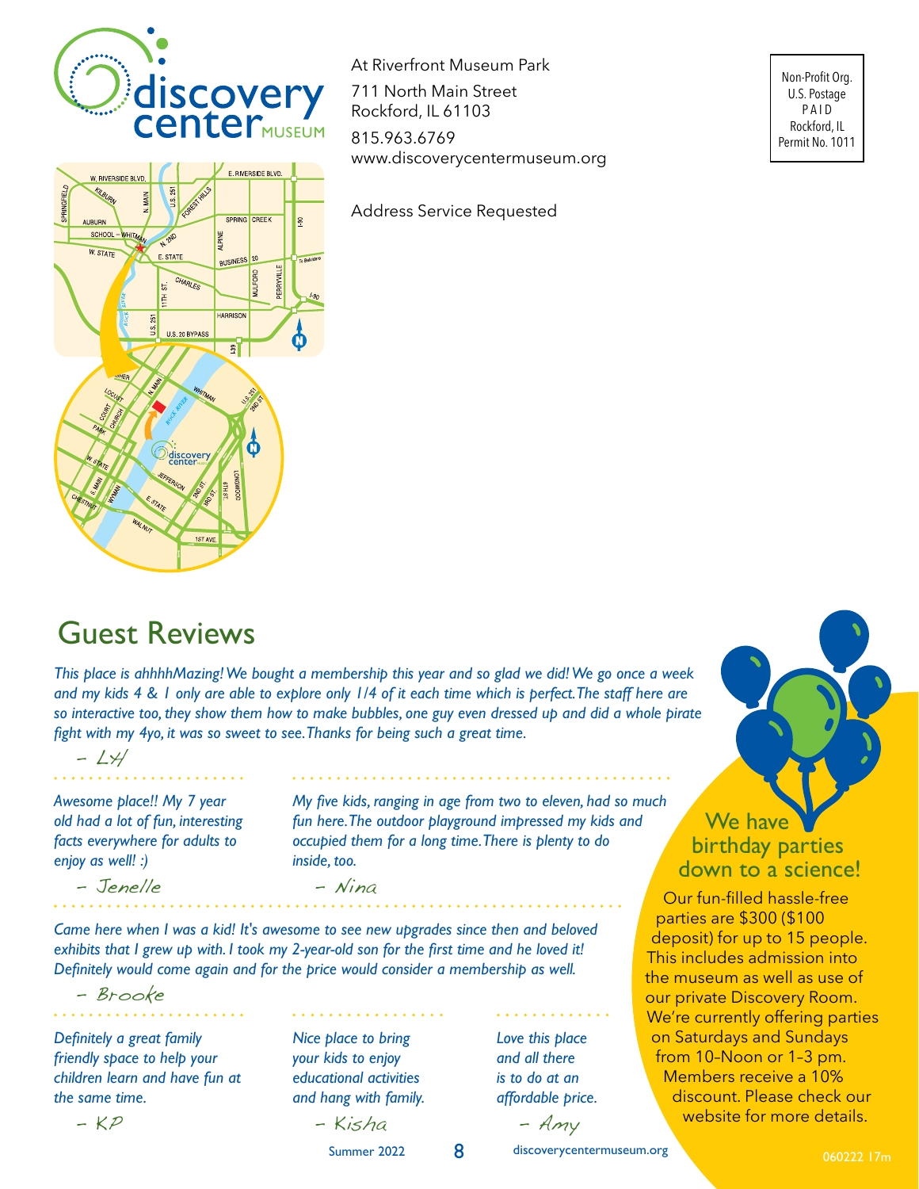discovery center MUSEUM

At Riverfront Museum Park

711 North Main Street
Rockford, IL 61103

815.963.6769
www.discoverycentermuseum.org

Address Service Requested

Non-Profit Org.
U.S. Postage
PAID
Rockford, IL
Permit No. 1011

# Guest Reviews

*This place is ahhhhMazing! We bought a membership this year and so glad we did! We go once a week and my kids 4 & 1 only are able to explore only 1/4 of it each time which is perfect. The staff here are so interactive too, they show them how to make bubbles, one guy even dressed up and did a whole pirate fight with my 4yo, it was so sweet to see. Thanks for being such a great time.*

– LH

*Awesome place!! My 7 year old had a lot of fun, interesting facts everywhere for adults to enjoy as well! :)*

– Jenelle

*My five kids, ranging in age from two to eleven, had so much fun here. The outdoor playground impressed my kids and occupied them for a long time. There is plenty to do inside, too.*

– Nina

*Came here when I was a kid! It's awesome to see new upgrades since then and beloved exhibits that I grew up with. I took my 2-year-old son for the first time and he loved it! Definitely would come again and for the price would consider a membership as well.*

– Brooke

*Definitely a great family friendly space to help your children learn and have fun at the same time.*

– KP

*Nice place to bring your kids to enjoy educational activities and hang with family.*

– Kisha

*Love this place and all there is to do at an affordable price.*

– Amy

## We have birthday parties down to a science!

Our fun-filled hassle-free parties are $300 ($100 deposit) for up to 15 people. This includes admission into the museum as well as use of our private Discovery Room. We're currently offering parties on Saturdays and Sundays from 10–Noon or 1–3 pm. Members receive a 10% discount. Please check our website for more details.

Summer 2022 discoverycentermuseum.org

060222 17m